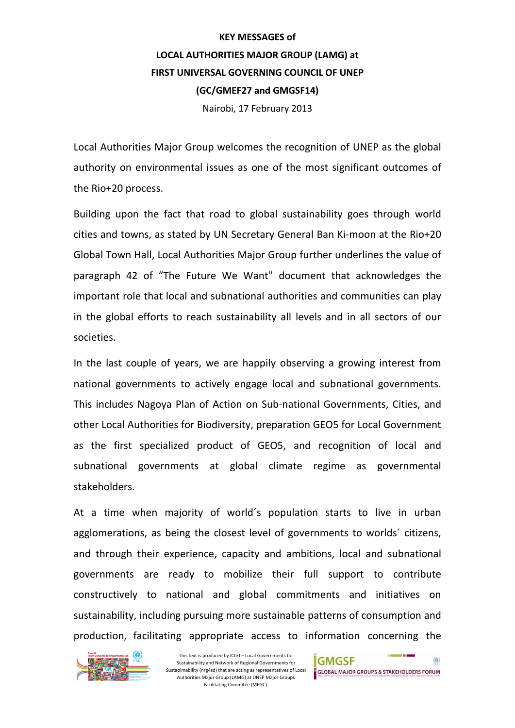**KEY MESSAGES of**

**LOCAL AUTHORITIES MAJOR GROUP (LAMG) at**

**FIRST UNIVERSAL GOVERNING COUNCIL OF UNEP**

**(GC/GMEF27 and GMGSF14)**

Nairobi, 17 February 2013

Local Authorities Major Group welcomes the recognition of UNEP as the global authority on environmental issues as one of the most significant outcomes of the Rio+20 process.

Building upon the fact that road to global sustainability goes through world cities and towns, as stated by UN Secretary General Ban Ki-moon at the Rio+20 Global Town Hall, Local Authorities Major Group further underlines the value of paragraph 42 of "The Future We Want" document that acknowledges the important role that local and subnational authorities and communities can play in the global efforts to reach sustainability all levels and in all sectors of our societies.

In the last couple of years, we are happily observing a growing interest from national governments to actively engage local and subnational governments. This includes Nagoya Plan of Action on Sub-national Governments, Cities, and other Local Authorities for Biodiversity, preparation GEO5 for Local Government as the first specialized product of GEO5, and recognition of local and subnational governments at global climate regime as governmental stakeholders.

At a time when majority of world´s population starts to live in urban agglomerations, as being the closest level of governments to worlds´ citizens, and through their experience, capacity and ambitions, local and subnational governments are ready to mobilize their full support to contribute constructively to national and global commitments and initiatives on sustainability, including pursuing more sustainable patterns of consumption and production, facilitating appropriate access to information concerning the

This text is produced by ICLEI – Local Governments for Sustainability and Network of Regional Governments for Sustaoimability (nrg4sd) that are acting as representatives of Local Authorities Major Group (LAMG) at UNEP Major Groups Facilitating Commitee (MFGC).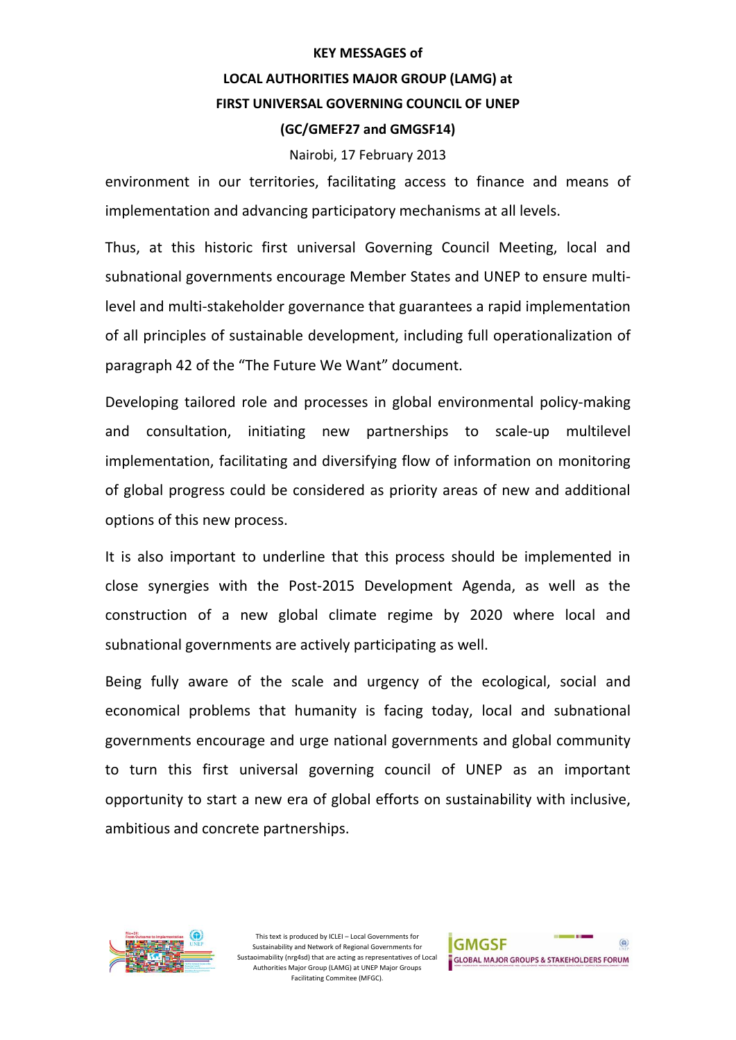environment in our territories, facilitating access to finance and means of implementation and advancing participatory mechanisms at all levels.

Thus, at this historic first universal Governing Council Meeting, local and subnational governments encourage Member States and UNEP to ensure multi-level and multi-stakeholder governance that guarantees a rapid implementation of all principles of sustainable development, including full operationalization of paragraph 42 of the "The Future We Want" document.

Developing tailored role and processes in global environmental policy-making and consultation, initiating new partnerships to scale-up multilevel implementation, facilitating and diversifying flow of information on monitoring of global progress could be considered as priority areas of new and additional options of this new process.

It is also important to underline that this process should be implemented in close synergies with the Post-2015 Development Agenda, as well as the construction of a new global climate regime by 2020 where local and subnational governments are actively participating as well.

Being fully aware of the scale and urgency of the ecological, social and economical problems that humanity is facing today, local and subnational governments encourage and urge national governments and global community to turn this first universal governing council of UNEP as an important opportunity to start a new era of global efforts on sustainability with inclusive, ambitious and concrete partnerships.